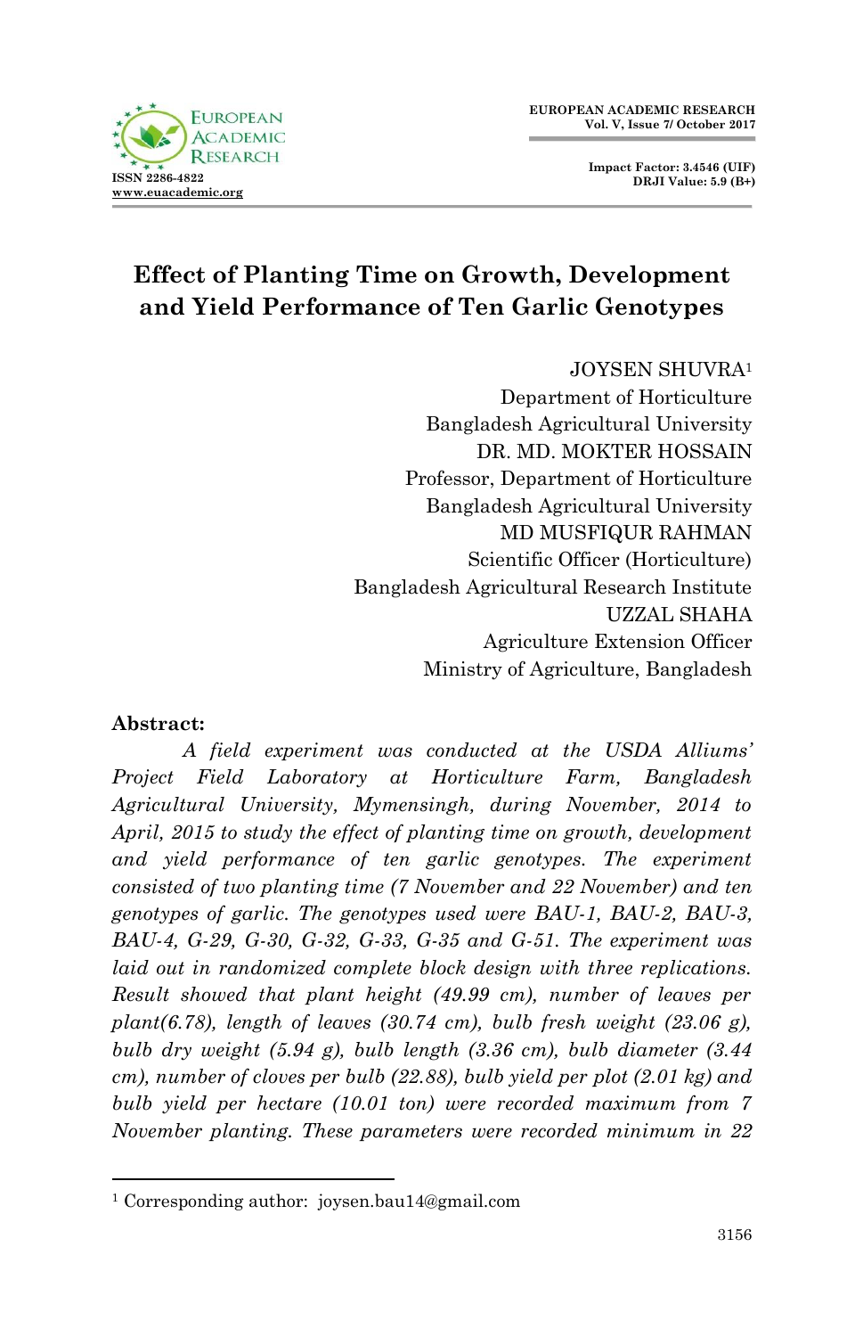# Effect of Planting Time on Growth, Development and Yield Performance of Ten Garlic Genotypes

JOYSEN SHUVRA[1]
Department of Horticulture
Bangladesh Agricultural University
DR. MD. MOKTER HOSSAIN
Professor, Department of Horticulture
Bangladesh Agricultural University
MD MUSFIQUR RAHMAN
Scientific Officer (Horticulture)
Bangladesh Agricultural Research Institute
UZZAL SHAHA
Agriculture Extension Officer
Ministry of Agriculture, Bangladesh

**Abstract:**

*A field experiment was conducted at the USDA Alliums' Project Field Laboratory at Horticulture Farm, Bangladesh Agricultural University, Mymensingh, during November, 2014 to April, 2015 to study the effect of planting time on growth, development and yield performance of ten garlic genotypes. The experiment consisted of two planting time (7 November and 22 November) and ten genotypes of garlic. The genotypes used were BAU-1, BAU-2, BAU-3, BAU-4, G-29, G-30, G-32, G-33, G-35 and G-51. The experiment was laid out in randomized complete block design with three replications. Result showed that plant height (49.99 cm), number of leaves per plant(6.78), length of leaves (30.74 cm), bulb fresh weight (23.06 g), bulb dry weight (5.94 g), bulb length (3.36 cm), bulb diameter (3.44 cm), number of cloves per bulb (22.88), bulb yield per plot (2.01 kg) and bulb yield per hectare (10.01 ton) were recorded maximum from 7 November planting. These parameters were recorded minimum in 22*

[1] Corresponding author: joysen.bau14@gmail.com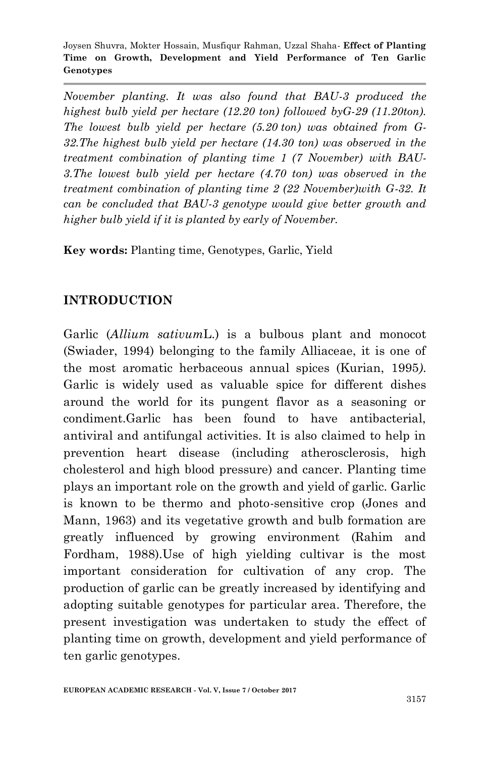*November planting. It was also found that BAU-3 produced the highest bulb yield per hectare (12.20 ton) followed byG-29 (11.20ton). The lowest bulb yield per hectare (5.20 ton) was obtained from G-32.The highest bulb yield per hectare (14.30 ton) was observed in the treatment combination of planting time 1 (7 November) with BAU-3.The lowest bulb yield per hectare (4.70 ton) was observed in the treatment combination of planting time 2 (22 November)with G-32. It can be concluded that BAU-3 genotype would give better growth and higher bulb yield if it is planted by early of November.*

**Key words:** Planting time, Genotypes, Garlic, Yield

## INTRODUCTION

Garlic (*Allium sativum*L.) is a bulbous plant and monocot (Swiader, 1994) belonging to the family Alliaceae, it is one of the most aromatic herbaceous annual spices (Kurian, 1995). Garlic is widely used as valuable spice for different dishes around the world for its pungent flavor as a seasoning or condiment.Garlic has been found to have antibacterial, antiviral and antifungal activities. It is also claimed to help in prevention heart disease (including atherosclerosis, high cholesterol and high blood pressure) and cancer. Planting time plays an important role on the growth and yield of garlic. Garlic is known to be thermo and photo-sensitive crop (Jones and Mann, 1963) and its vegetative growth and bulb formation are greatly influenced by growing environment (Rahim and Fordham, 1988).Use of high yielding cultivar is the most important consideration for cultivation of any crop. The production of garlic can be greatly increased by identifying and adopting suitable genotypes for particular area. Therefore, the present investigation was undertaken to study the effect of planting time on growth, development and yield performance of ten garlic genotypes.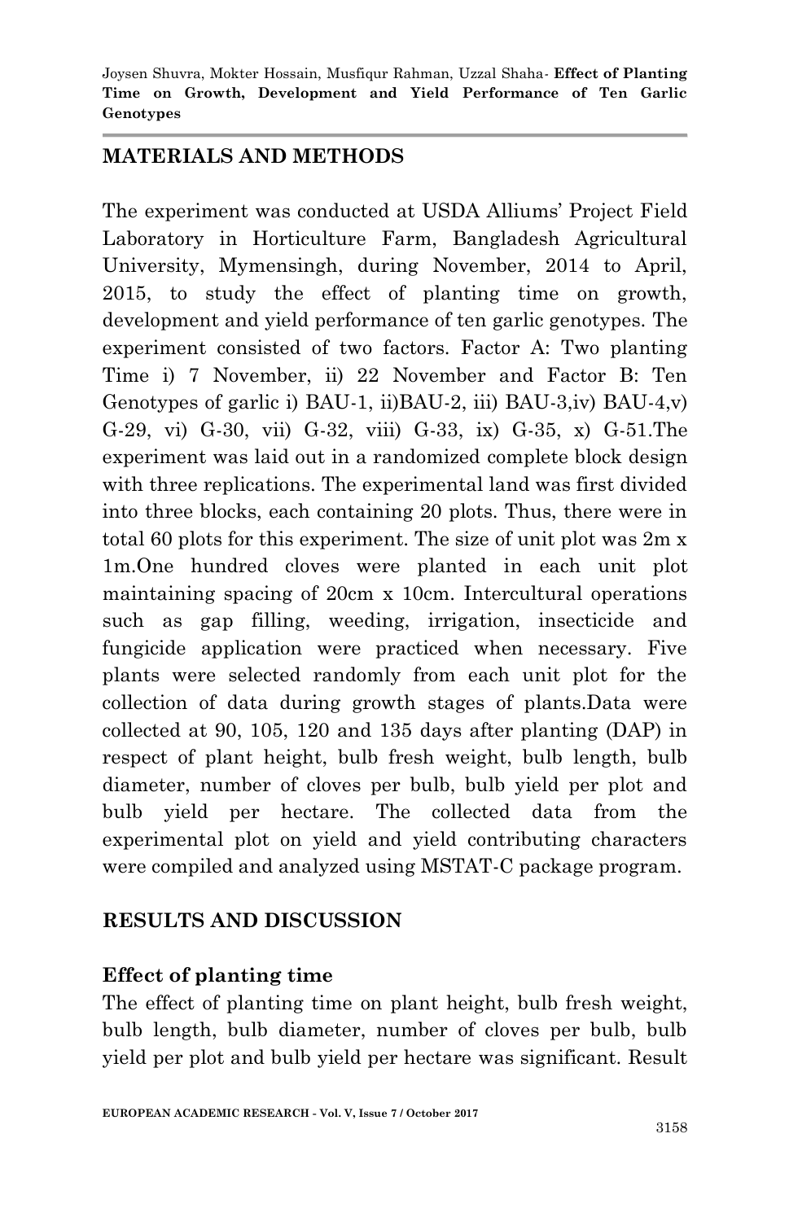## MATERIALS AND METHODS

The experiment was conducted at USDA Alliums' Project Field Laboratory in Horticulture Farm, Bangladesh Agricultural University, Mymensingh, during November, 2014 to April, 2015, to study the effect of planting time on growth, development and yield performance of ten garlic genotypes. The experiment consisted of two factors. Factor A: Two planting Time i) 7 November, ii) 22 November and Factor B: Ten Genotypes of garlic i) BAU-1, ii)BAU-2, iii) BAU-3,iv) BAU-4,v) G-29, vi) G-30, vii) G-32, viii) G-33, ix) G-35, x) G-51.The experiment was laid out in a randomized complete block design with three replications. The experimental land was first divided into three blocks, each containing 20 plots. Thus, there were in total 60 plots for this experiment. The size of unit plot was 2m x 1m.One hundred cloves were planted in each unit plot maintaining spacing of 20cm x 10cm. Intercultural operations such as gap filling, weeding, irrigation, insecticide and fungicide application were practiced when necessary. Five plants were selected randomly from each unit plot for the collection of data during growth stages of plants.Data were collected at 90, 105, 120 and 135 days after planting (DAP) in respect of plant height, bulb fresh weight, bulb length, bulb diameter, number of cloves per bulb, bulb yield per plot and bulb yield per hectare. The collected data from the experimental plot on yield and yield contributing characters were compiled and analyzed using MSTAT-C package program.

## RESULTS AND DISCUSSION

### Effect of planting time

The effect of planting time on plant height, bulb fresh weight, bulb length, bulb diameter, number of cloves per bulb, bulb yield per plot and bulb yield per hectare was significant. Result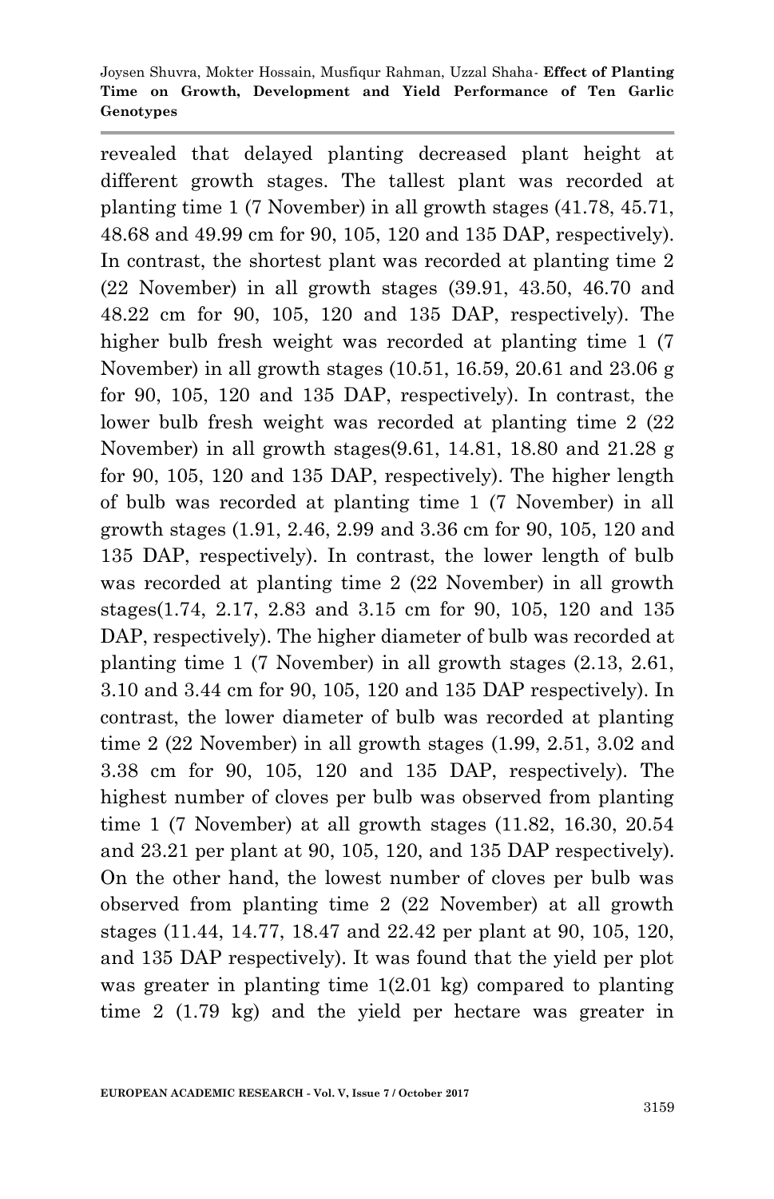revealed that delayed planting decreased plant height at different growth stages. The tallest plant was recorded at planting time 1 (7 November) in all growth stages (41.78, 45.71, 48.68 and 49.99 cm for 90, 105, 120 and 135 DAP, respectively). In contrast, the shortest plant was recorded at planting time 2 (22 November) in all growth stages (39.91, 43.50, 46.70 and 48.22 cm for 90, 105, 120 and 135 DAP, respectively). The higher bulb fresh weight was recorded at planting time 1 (7 November) in all growth stages (10.51, 16.59, 20.61 and 23.06 g for 90, 105, 120 and 135 DAP, respectively). In contrast, the lower bulb fresh weight was recorded at planting time 2 (22 November) in all growth stages(9.61, 14.81, 18.80 and 21.28 g for 90, 105, 120 and 135 DAP, respectively). The higher length of bulb was recorded at planting time 1 (7 November) in all growth stages (1.91, 2.46, 2.99 and 3.36 cm for 90, 105, 120 and 135 DAP, respectively). In contrast, the lower length of bulb was recorded at planting time 2 (22 November) in all growth stages(1.74, 2.17, 2.83 and 3.15 cm for 90, 105, 120 and 135 DAP, respectively). The higher diameter of bulb was recorded at planting time 1 (7 November) in all growth stages (2.13, 2.61, 3.10 and 3.44 cm for 90, 105, 120 and 135 DAP respectively). In contrast, the lower diameter of bulb was recorded at planting time 2 (22 November) in all growth stages (1.99, 2.51, 3.02 and 3.38 cm for 90, 105, 120 and 135 DAP, respectively). The highest number of cloves per bulb was observed from planting time 1 (7 November) at all growth stages (11.82, 16.30, 20.54 and 23.21 per plant at 90, 105, 120, and 135 DAP respectively). On the other hand, the lowest number of cloves per bulb was observed from planting time 2 (22 November) at all growth stages (11.44, 14.77, 18.47 and 22.42 per plant at 90, 105, 120, and 135 DAP respectively). It was found that the yield per plot was greater in planting time 1(2.01 kg) compared to planting time 2 (1.79 kg) and the yield per hectare was greater in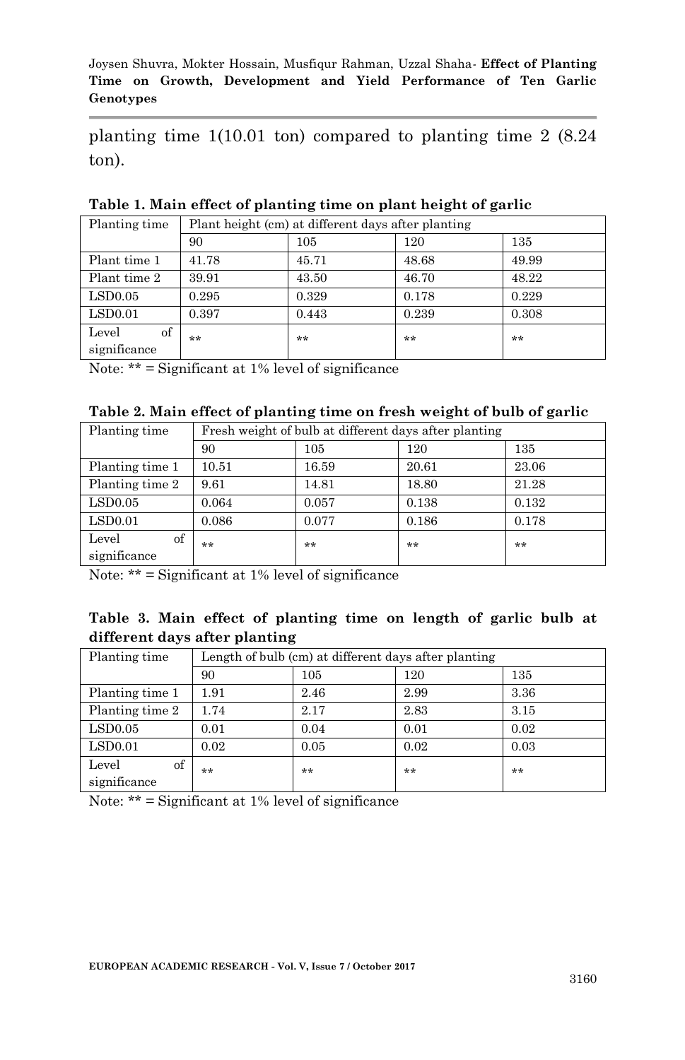planting time 1(10.01 ton) compared to planting time 2 (8.24 ton).

**Table 1. Main effect of planting time on plant height of garlic**

| Planting time | Plant height (cm) at different days after planting | | | |
|---|---|---|---|---|
| | 90 | 105 | 120 | 135 |
| Plant time 1 | 41.78 | 45.71 | 48.68 | 49.99 |
| Plant time 2 | 39.91 | 43.50 | 46.70 | 48.22 |
| LSD0.05 | 0.295 | 0.329 | 0.178 | 0.229 |
| LSD0.01 | 0.397 | 0.443 | 0.239 | 0.308 |
| Level of significance | ** | ** | ** | ** |

Note: ** = Significant at 1% level of significance

**Table 2. Main effect of planting time on fresh weight of bulb of garlic**

| Planting time | Fresh weight of bulb at different days after planting | | | |
|---|---|---|---|---|
| | 90 | 105 | 120 | 135 |
| Planting time 1 | 10.51 | 16.59 | 20.61 | 23.06 |
| Planting time 2 | 9.61 | 14.81 | 18.80 | 21.28 |
| LSD0.05 | 0.064 | 0.057 | 0.138 | 0.132 |
| LSD0.01 | 0.086 | 0.077 | 0.186 | 0.178 |
| Level of significance | ** | ** | ** | ** |

Note: ** = Significant at 1% level of significance

**Table 3. Main effect of planting time on length of garlic bulb at different days after planting**

| Planting time | Length of bulb (cm) at different days after planting | | | |
|---|---|---|---|---|
| | 90 | 105 | 120 | 135 |
| Planting time 1 | 1.91 | 2.46 | 2.99 | 3.36 |
| Planting time 2 | 1.74 | 2.17 | 2.83 | 3.15 |
| LSD0.05 | 0.01 | 0.04 | 0.01 | 0.02 |
| LSD0.01 | 0.02 | 0.05 | 0.02 | 0.03 |
| Level of significance | ** | ** | ** | ** |

Note: ** = Significant at 1% level of significance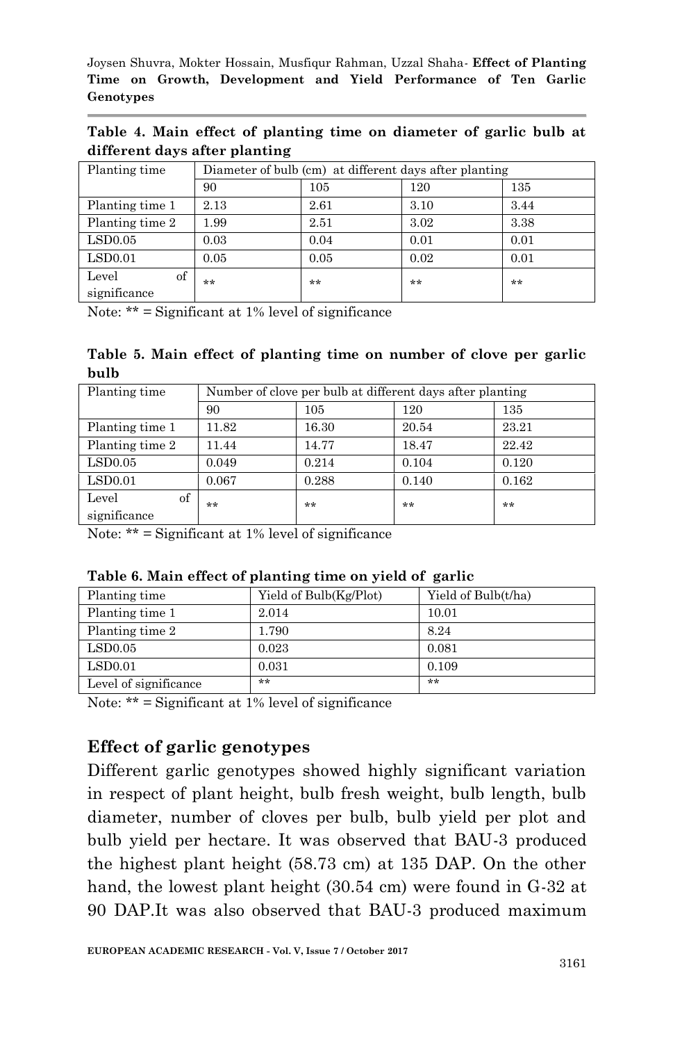**Table 4. Main effect of planting time on diameter of garlic bulb at different days after planting**

| Planting time | Diameter of bulb (cm) at different days after planting | | | |
|---|---|---|---|---|
| | 90 | 105 | 120 | 135 |
| Planting time 1 | 2.13 | 2.61 | 3.10 | 3.44 |
| Planting time 2 | 1.99 | 2.51 | 3.02 | 3.38 |
| LSD0.05 | 0.03 | 0.04 | 0.01 | 0.01 |
| LSD0.01 | 0.05 | 0.05 | 0.02 | 0.01 |
| Level of significance | ** | ** | ** | ** |

Note: ** = Significant at 1% level of significance

**Table 5. Main effect of planting time on number of clove per garlic bulb**

| Planting time | Number of clove per bulb at different days after planting | | | |
|---|---|---|---|---|
| | 90 | 105 | 120 | 135 |
| Planting time 1 | 11.82 | 16.30 | 20.54 | 23.21 |
| Planting time 2 | 11.44 | 14.77 | 18.47 | 22.42 |
| LSD0.05 | 0.049 | 0.214 | 0.104 | 0.120 |
| LSD0.01 | 0.067 | 0.288 | 0.140 | 0.162 |
| Level of significance | ** | ** | ** | ** |

Note: ** = Significant at 1% level of significance

**Table 6. Main effect of planting time on yield of garlic**

| Planting time | Yield of Bulb(Kg/Plot) | Yield of Bulb(t/ha) |
|---|---|---|
| Planting time 1 | 2.014 | 10.01 |
| Planting time 2 | 1.790 | 8.24 |
| LSD0.05 | 0.023 | 0.081 |
| LSD0.01 | 0.031 | 0.109 |
| Level of significance | ** | ** |

Note: ** = Significant at 1% level of significance

## Effect of garlic genotypes

Different garlic genotypes showed highly significant variation in respect of plant height, bulb fresh weight, bulb length, bulb diameter, number of cloves per bulb, bulb yield per plot and bulb yield per hectare. It was observed that BAU-3 produced the highest plant height (58.73 cm) at 135 DAP. On the other hand, the lowest plant height (30.54 cm) were found in G-32 at 90 DAP.It was also observed that BAU-3 produced maximum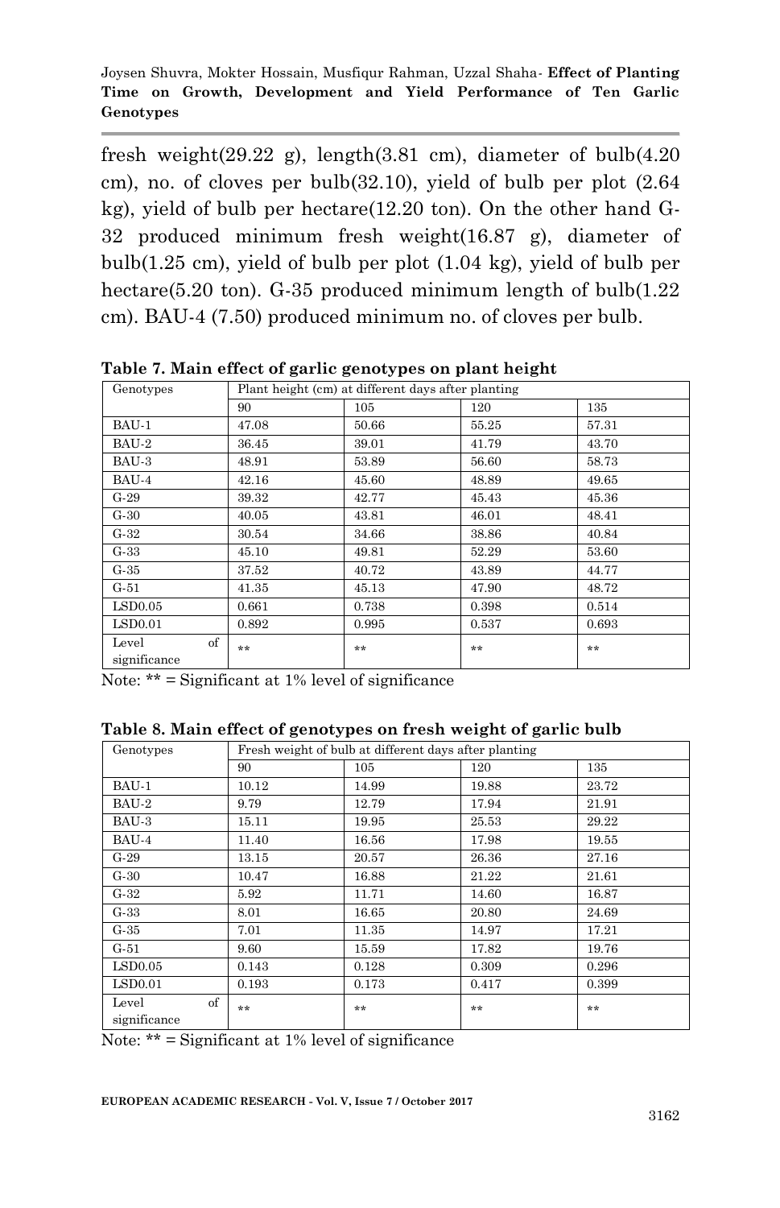fresh weight(29.22 g), length(3.81 cm), diameter of bulb(4.20 cm), no. of cloves per bulb(32.10), yield of bulb per plot (2.64 kg), yield of bulb per hectare(12.20 ton). On the other hand G-32 produced minimum fresh weight(16.87 g), diameter of bulb(1.25 cm), yield of bulb per plot (1.04 kg), yield of bulb per hectare(5.20 ton). G-35 produced minimum length of bulb(1.22 cm). BAU-4 (7.50) produced minimum no. of cloves per bulb.

**Table 7. Main effect of garlic genotypes on plant height**

| Genotypes | Plant height (cm) at different days after planting | | | |
|---|---|---|---|---|
| | 90 | 105 | 120 | 135 |
| BAU-1 | 47.08 | 50.66 | 55.25 | 57.31 |
| BAU-2 | 36.45 | 39.01 | 41.79 | 43.70 |
| BAU-3 | 48.91 | 53.89 | 56.60 | 58.73 |
| BAU-4 | 42.16 | 45.60 | 48.89 | 49.65 |
| G-29 | 39.32 | 42.77 | 45.43 | 45.36 |
| G-30 | 40.05 | 43.81 | 46.01 | 48.41 |
| G-32 | 30.54 | 34.66 | 38.86 | 40.84 |
| G-33 | 45.10 | 49.81 | 52.29 | 53.60 |
| G-35 | 37.52 | 40.72 | 43.89 | 44.77 |
| G-51 | 41.35 | 45.13 | 47.90 | 48.72 |
| LSD0.05 | 0.661 | 0.738 | 0.398 | 0.514 |
| LSD0.01 | 0.892 | 0.995 | 0.537 | 0.693 |
| Level of significance | ** | ** | ** | ** |

Note: ** = Significant at 1% level of significance

**Table 8. Main effect of genotypes on fresh weight of garlic bulb**

| Genotypes | Fresh weight of bulb at different days after planting | | | |
|---|---|---|---|---|
| | 90 | 105 | 120 | 135 |
| BAU-1 | 10.12 | 14.99 | 19.88 | 23.72 |
| BAU-2 | 9.79 | 12.79 | 17.94 | 21.91 |
| BAU-3 | 15.11 | 19.95 | 25.53 | 29.22 |
| BAU-4 | 11.40 | 16.56 | 17.98 | 19.55 |
| G-29 | 13.15 | 20.57 | 26.36 | 27.16 |
| G-30 | 10.47 | 16.88 | 21.22 | 21.61 |
| G-32 | 5.92 | 11.71 | 14.60 | 16.87 |
| G-33 | 8.01 | 16.65 | 20.80 | 24.69 |
| G-35 | 7.01 | 11.35 | 14.97 | 17.21 |
| G-51 | 9.60 | 15.59 | 17.82 | 19.76 |
| LSD0.05 | 0.143 | 0.128 | 0.309 | 0.296 |
| LSD0.01 | 0.193 | 0.173 | 0.417 | 0.399 |
| Level of significance | ** | ** | ** | ** |

Note: ** = Significant at 1% level of significance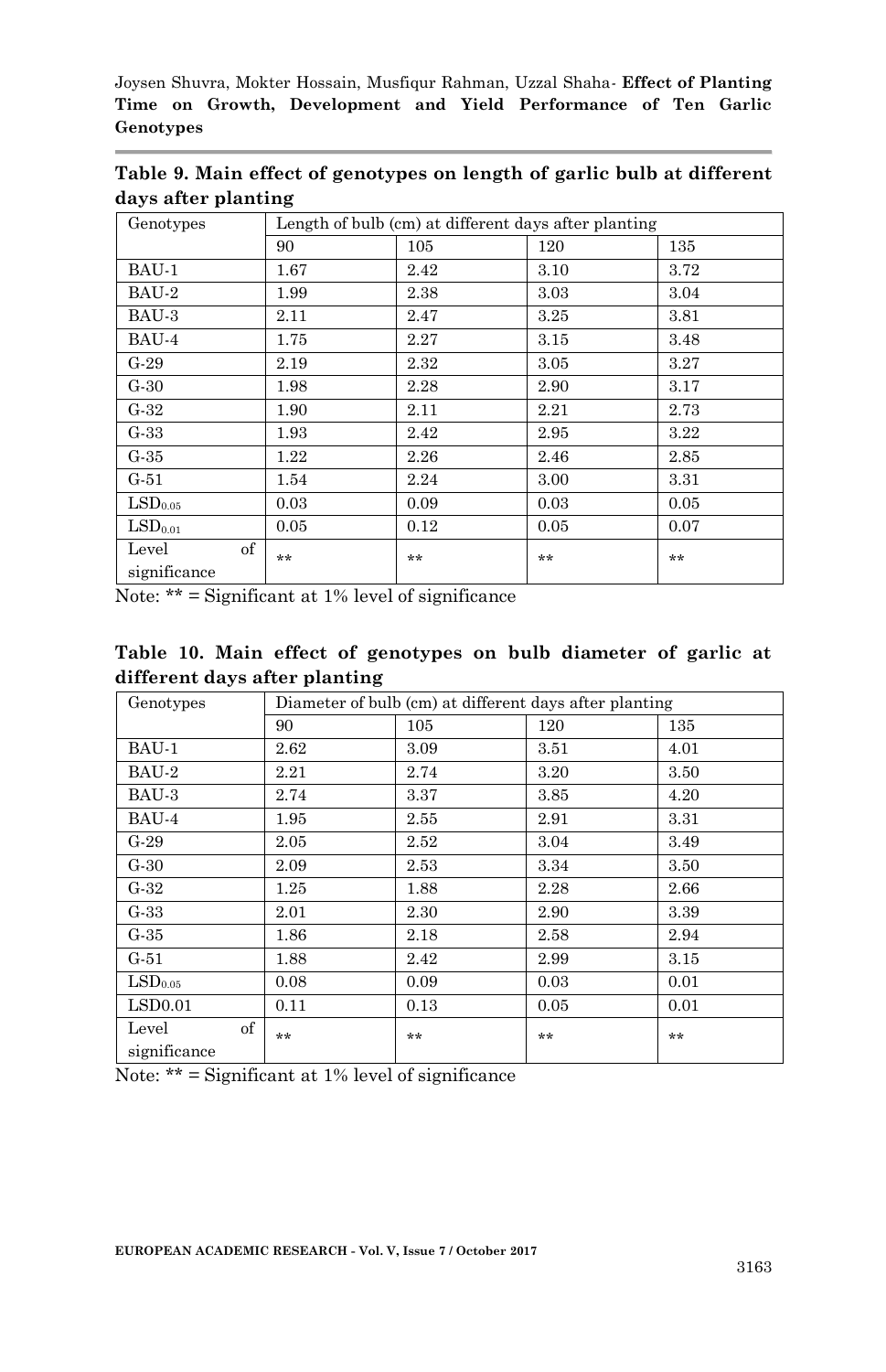**Table 9. Main effect of genotypes on length of garlic bulb at different days after planting**

| Genotypes | Length of bulb (cm) at different days after planting | | | |
|---|---|---|---|---|
| | 90 | 105 | 120 | 135 |
| BAU-1 | 1.67 | 2.42 | 3.10 | 3.72 |
| BAU-2 | 1.99 | 2.38 | 3.03 | 3.04 |
| BAU-3 | 2.11 | 2.47 | 3.25 | 3.81 |
| BAU-4 | 1.75 | 2.27 | 3.15 | 3.48 |
| G-29 | 2.19 | 2.32 | 3.05 | 3.27 |
| G-30 | 1.98 | 2.28 | 2.90 | 3.17 |
| G-32 | 1.90 | 2.11 | 2.21 | 2.73 |
| G-33 | 1.93 | 2.42 | 2.95 | 3.22 |
| G-35 | 1.22 | 2.26 | 2.46 | 2.85 |
| G-51 | 1.54 | 2.24 | 3.00 | 3.31 |
| $LSD_{0.05}$ | 0.03 | 0.09 | 0.03 | 0.05 |
| $LSD_{0.01}$ | 0.05 | 0.12 | 0.05 | 0.07 |
| Level of significance | ** | ** | ** | ** |

Note: ** = Significant at 1% level of significance

**Table 10. Main effect of genotypes on bulb diameter of garlic at different days after planting**

| Genotypes | Diameter of bulb (cm) at different days after planting | | | |
|---|---|---|---|---|
| | 90 | 105 | 120 | 135 |
| BAU-1 | 2.62 | 3.09 | 3.51 | 4.01 |
| BAU-2 | 2.21 | 2.74 | 3.20 | 3.50 |
| BAU-3 | 2.74 | 3.37 | 3.85 | 4.20 |
| BAU-4 | 1.95 | 2.55 | 2.91 | 3.31 |
| G-29 | 2.05 | 2.52 | 3.04 | 3.49 |
| G-30 | 2.09 | 2.53 | 3.34 | 3.50 |
| G-32 | 1.25 | 1.88 | 2.28 | 2.66 |
| G-33 | 2.01 | 2.30 | 2.90 | 3.39 |
| G-35 | 1.86 | 2.18 | 2.58 | 2.94 |
| G-51 | 1.88 | 2.42 | 2.99 | 3.15 |
| $LSD_{0.05}$ | 0.08 | 0.09 | 0.03 | 0.01 |
| LSD0.01 | 0.11 | 0.13 | 0.05 | 0.01 |
| Level of significance | ** | ** | ** | ** |

Note: ** = Significant at 1% level of significance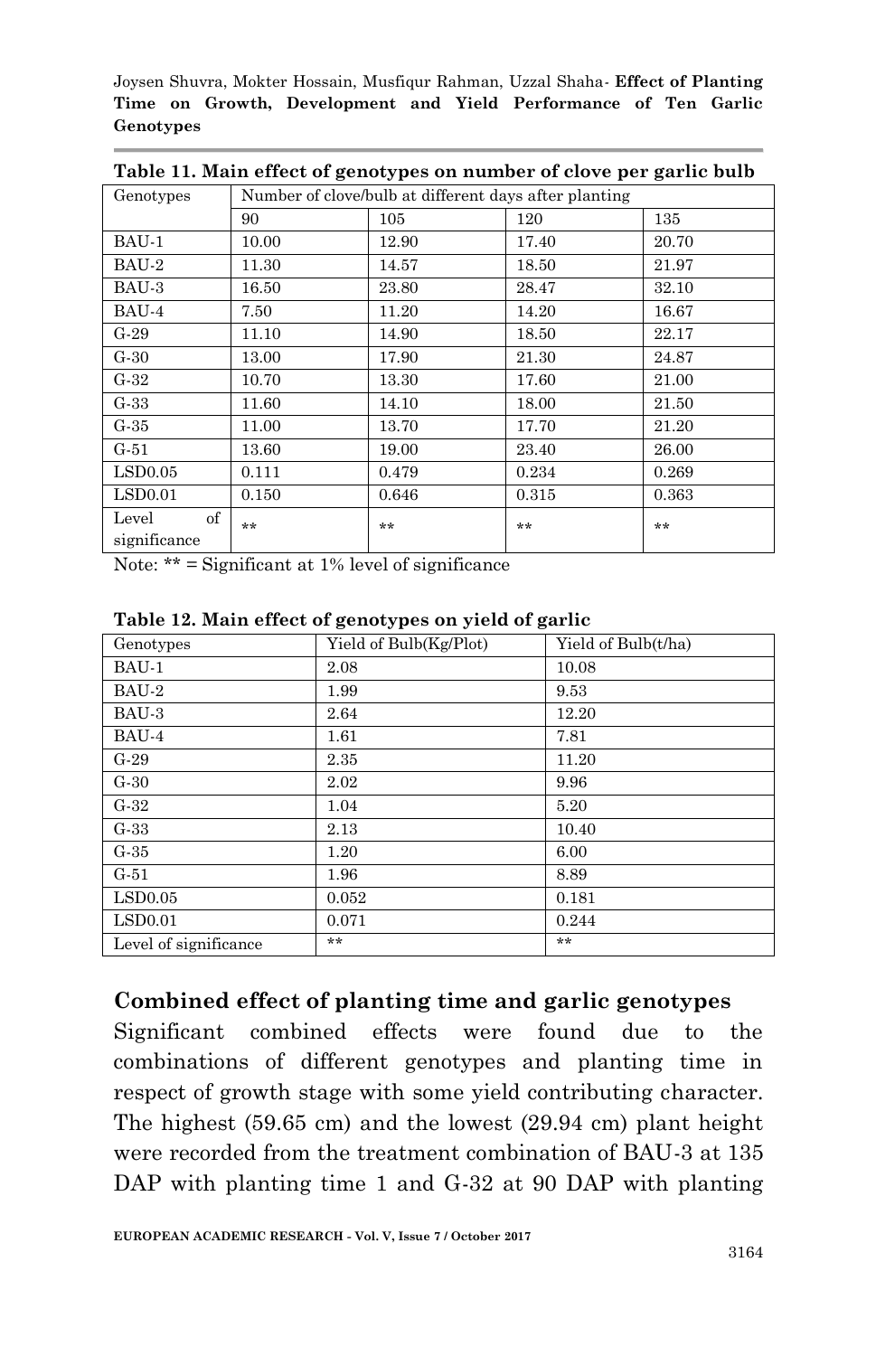**Table 11. Main effect of genotypes on number of clove per garlic bulb**

| Genotypes | Number of clove/bulb at different days after planting | | | |
|---|---|---|---|---|
| | 90 | 105 | 120 | 135 |
| BAU-1 | 10.00 | 12.90 | 17.40 | 20.70 |
| BAU-2 | 11.30 | 14.57 | 18.50 | 21.97 |
| BAU-3 | 16.50 | 23.80 | 28.47 | 32.10 |
| BAU-4 | 7.50 | 11.20 | 14.20 | 16.67 |
| G-29 | 11.10 | 14.90 | 18.50 | 22.17 |
| G-30 | 13.00 | 17.90 | 21.30 | 24.87 |
| G-32 | 10.70 | 13.30 | 17.60 | 21.00 |
| G-33 | 11.60 | 14.10 | 18.00 | 21.50 |
| G-35 | 11.00 | 13.70 | 17.70 | 21.20 |
| G-51 | 13.60 | 19.00 | 23.40 | 26.00 |
| LSD0.05 | 0.111 | 0.479 | 0.234 | 0.269 |
| LSD0.01 | 0.150 | 0.646 | 0.315 | 0.363 |
| Level of significance | ** | ** | ** | ** |

Note: ** = Significant at 1% level of significance

**Table 12. Main effect of genotypes on yield of garlic**

| Genotypes | Yield of Bulb(Kg/Plot) | Yield of Bulb(t/ha) |
|---|---|---|
| BAU-1 | 2.08 | 10.08 |
| BAU-2 | 1.99 | 9.53 |
| BAU-3 | 2.64 | 12.20 |
| BAU-4 | 1.61 | 7.81 |
| G-29 | 2.35 | 11.20 |
| G-30 | 2.02 | 9.96 |
| G-32 | 1.04 | 5.20 |
| G-33 | 2.13 | 10.40 |
| G-35 | 1.20 | 6.00 |
| G-51 | 1.96 | 8.89 |
| LSD0.05 | 0.052 | 0.181 |
| LSD0.01 | 0.071 | 0.244 |
| Level of significance | ** | ** |

## Combined effect of planting time and garlic genotypes

Significant combined effects were found due to the combinations of different genotypes and planting time in respect of growth stage with some yield contributing character. The highest (59.65 cm) and the lowest (29.94 cm) plant height were recorded from the treatment combination of BAU-3 at 135 DAP with planting time 1 and G-32 at 90 DAP with planting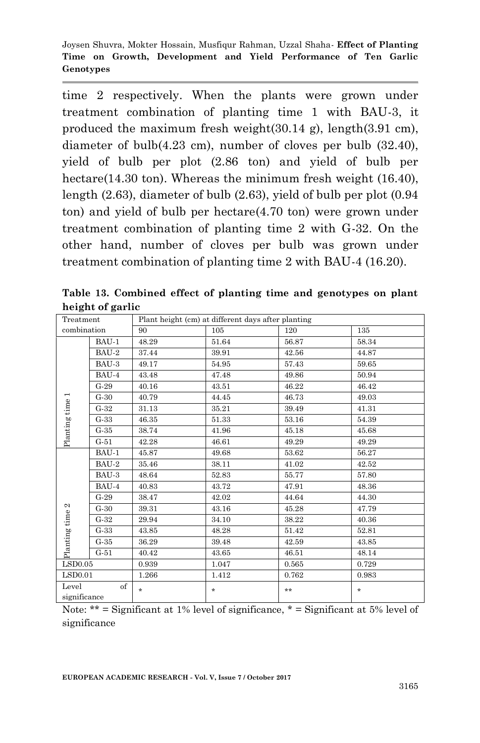time 2 respectively. When the plants were grown under treatment combination of planting time 1 with BAU-3, it produced the maximum fresh weight(30.14 g), length(3.91 cm), diameter of bulb(4.23 cm), number of cloves per bulb (32.40), yield of bulb per plot (2.86 ton) and yield of bulb per hectare(14.30 ton). Whereas the minimum fresh weight (16.40), length (2.63), diameter of bulb (2.63), yield of bulb per plot (0.94 ton) and yield of bulb per hectare(4.70 ton) were grown under treatment combination of planting time 2 with G-32. On the other hand, number of cloves per bulb was grown under treatment combination of planting time 2 with BAU-4 (16.20).

**Table 13. Combined effect of planting time and genotypes on plant height of garlic**

| Treatment combination | | Plant height (cm) at different days after planting | | | |
|---|---|---|---|---|---|
| | | 90 | 105 | 120 | 135 |
| Planting time 1 | BAU-1 | 48.29 | 51.64 | 56.87 | 58.34 |
| | BAU-2 | 37.44 | 39.91 | 42.56 | 44.87 |
| | BAU-3 | 49.17 | 54.95 | 57.43 | 59.65 |
| | BAU-4 | 43.48 | 47.48 | 49.86 | 50.94 |
| | G-29 | 40.16 | 43.51 | 46.22 | 46.42 |
| | G-30 | 40.79 | 44.45 | 46.73 | 49.03 |
| | G-32 | 31.13 | 35.21 | 39.49 | 41.31 |
| | G-33 | 46.35 | 51.33 | 53.16 | 54.39 |
| | G-35 | 38.74 | 41.96 | 45.18 | 45.68 |
| | G-51 | 42.28 | 46.61 | 49.29 | 49.29 |
| Planting time 2 | BAU-1 | 45.87 | 49.68 | 53.62 | 56.27 |
| | BAU-2 | 35.46 | 38.11 | 41.02 | 42.52 |
| | BAU-3 | 48.64 | 52.83 | 55.77 | 57.80 |
| | BAU-4 | 40.83 | 43.72 | 47.91 | 48.36 |
| | G-29 | 38.47 | 42.02 | 44.64 | 44.30 |
| | G-30 | 39.31 | 43.16 | 45.28 | 47.79 |
| | G-32 | 29.94 | 34.10 | 38.22 | 40.36 |
| | G-33 | 43.85 | 48.28 | 51.42 | 52.81 |
| | G-35 | 36.29 | 39.48 | 42.59 | 43.85 |
| | G-51 | 40.42 | 43.65 | 46.51 | 48.14 |
| LSD0.05 | | 0.939 | 1.047 | 0.565 | 0.729 |
| LSD0.01 | | 1.266 | 1.412 | 0.762 | 0.983 |
| Level of significance | | * | * | ** | * |

Note: ** = Significant at 1% level of significance, * = Significant at 5% level of significance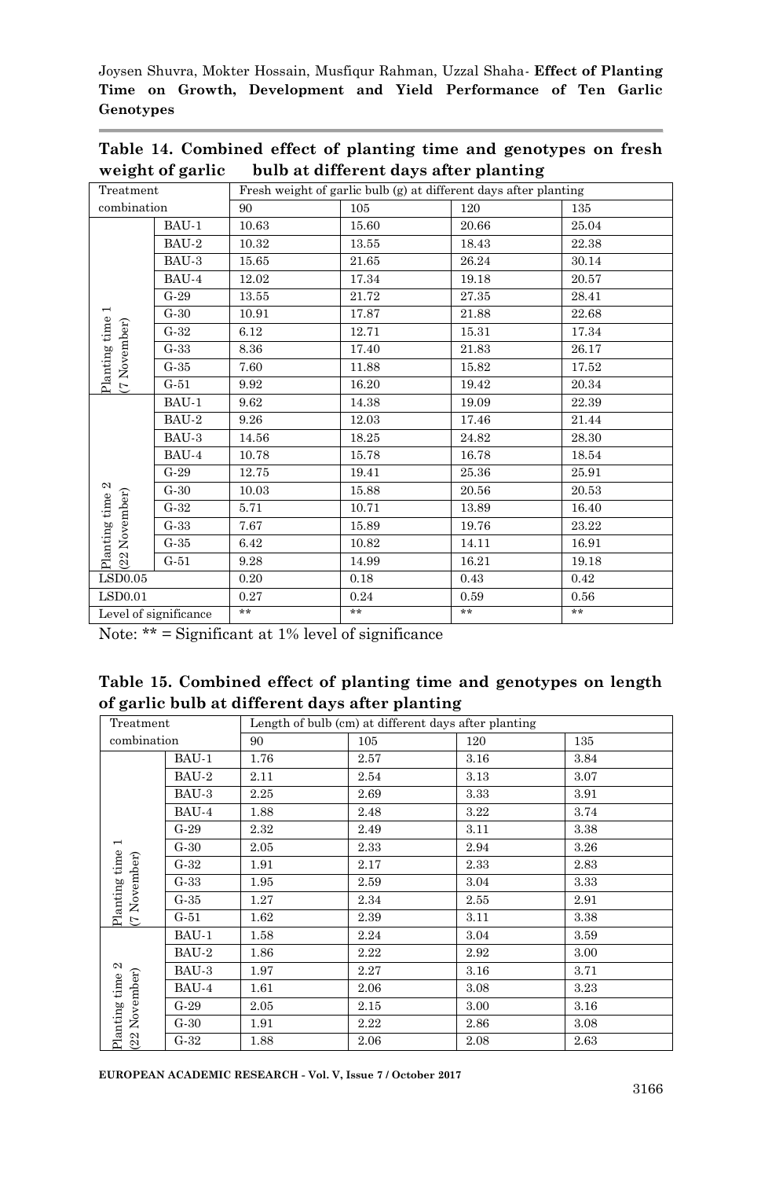**Table 14. Combined effect of planting time and genotypes on fresh weight of garlic bulb at different days after planting**

| Treatment combination | | Fresh weight of garlic bulb (g) at different days after planting | | | |
|---|---|---|---|---|---|
| | | 90 | 105 | 120 | 135 |
| Planting time 1 (7 November) | BAU-1 | 10.63 | 15.60 | 20.66 | 25.04 |
| | BAU-2 | 10.32 | 13.55 | 18.43 | 22.38 |
| | BAU-3 | 15.65 | 21.65 | 26.24 | 30.14 |
| | BAU-4 | 12.02 | 17.34 | 19.18 | 20.57 |
| | G-29 | 13.55 | 21.72 | 27.35 | 28.41 |
| | G-30 | 10.91 | 17.87 | 21.88 | 22.68 |
| | G-32 | 6.12 | 12.71 | 15.31 | 17.34 |
| | G-33 | 8.36 | 17.40 | 21.83 | 26.17 |
| | G-35 | 7.60 | 11.88 | 15.82 | 17.52 |
| | G-51 | 9.92 | 16.20 | 19.42 | 20.34 |
| Planting time 2 (22 November) | BAU-1 | 9.62 | 14.38 | 19.09 | 22.39 |
| | BAU-2 | 9.26 | 12.03 | 17.46 | 21.44 |
| | BAU-3 | 14.56 | 18.25 | 24.82 | 28.30 |
| | BAU-4 | 10.78 | 15.78 | 16.78 | 18.54 |
| | G-29 | 12.75 | 19.41 | 25.36 | 25.91 |
| | G-30 | 10.03 | 15.88 | 20.56 | 20.53 |
| | G-32 | 5.71 | 10.71 | 13.89 | 16.40 |
| | G-33 | 7.67 | 15.89 | 19.76 | 23.22 |
| | G-35 | 6.42 | 10.82 | 14.11 | 16.91 |
| | G-51 | 9.28 | 14.99 | 16.21 | 19.18 |
| $LSD_{0.05}$ | | 0.20 | 0.18 | 0.43 | 0.42 |
| $LSD_{0.01}$ | | 0.27 | 0.24 | 0.59 | 0.56 |
| Level of significance | | ** | ** | ** | ** |

Note: ** = Significant at 1% level of significance

**Table 15. Combined effect of planting time and genotypes on length of garlic bulb at different days after planting**

| Treatment combination | | Length of bulb (cm) at different days after planting | | | |
|---|---|---|---|---|---|
| | | 90 | 105 | 120 | 135 |
| Planting time 1 (7 November) | BAU-1 | 1.76 | 2.57 | 3.16 | 3.84 |
| | BAU-2 | 2.11 | 2.54 | 3.13 | 3.07 |
| | BAU-3 | 2.25 | 2.69 | 3.33 | 3.91 |
| | BAU-4 | 1.88 | 2.48 | 3.22 | 3.74 |
| | G-29 | 2.32 | 2.49 | 3.11 | 3.38 |
| | G-30 | 2.05 | 2.33 | 2.94 | 3.26 |
| | G-32 | 1.91 | 2.17 | 2.33 | 2.83 |
| | G-33 | 1.95 | 2.59 | 3.04 | 3.33 |
| | G-35 | 1.27 | 2.34 | 2.55 | 2.91 |
| | G-51 | 1.62 | 2.39 | 3.11 | 3.38 |
| Planting time 2 (22 November) | BAU-1 | 1.58 | 2.24 | 3.04 | 3.59 |
| | BAU-2 | 1.86 | 2.22 | 2.92 | 3.00 |
| | BAU-3 | 1.97 | 2.27 | 3.16 | 3.71 |
| | BAU-4 | 1.61 | 2.06 | 3.08 | 3.23 |
| | G-29 | 2.05 | 2.15 | 3.00 | 3.16 |
| | G-30 | 1.91 | 2.22 | 2.86 | 3.08 |
| | G-32 | 1.88 | 2.06 | 2.08 | 2.63 |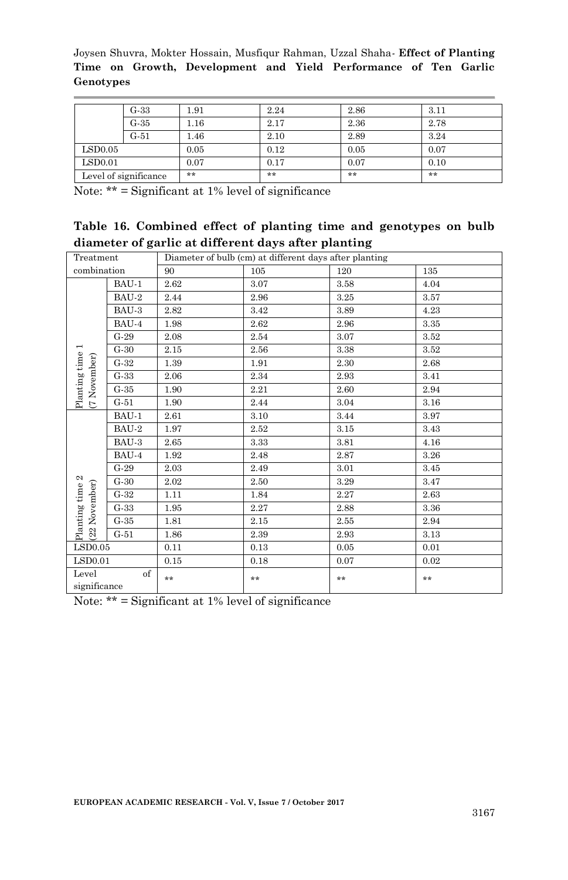| | | | | | |
|---|---|---|---|---|---|
| | G-33 | 1.91 | 2.24 | 2.86 | 3.11 |
| | G-35 | 1.16 | 2.17 | 2.36 | 2.78 |
| | G-51 | 1.46 | 2.10 | 2.89 | 3.24 |
| LSD0.05 | | 0.05 | 0.12 | 0.05 | 0.07 |
| LSD0.01 | | 0.07 | 0.17 | 0.07 | 0.10 |
| Level of significance | | ** | ** | ** | ** |

Note: ** = Significant at 1% level of significance

**Table 16. Combined effect of planting time and genotypes on bulb diameter of garlic at different days after planting**

| Treatment combination | | Diameter of bulb (cm) at different days after planting | | | |
|---|---|---|---|---|---|
| | | 90 | 105 | 120 | 135 |
| Planting time 1 (7 November) | BAU-1 | 2.62 | 3.07 | 3.58 | 4.04 |
| | BAU-2 | 2.44 | 2.96 | 3.25 | 3.57 |
| | BAU-3 | 2.82 | 3.42 | 3.89 | 4.23 |
| | BAU-4 | 1.98 | 2.62 | 2.96 | 3.35 |
| | G-29 | 2.08 | 2.54 | 3.07 | 3.52 |
| | G-30 | 2.15 | 2.56 | 3.38 | 3.52 |
| | G-32 | 1.39 | 1.91 | 2.30 | 2.68 |
| | G-33 | 2.06 | 2.34 | 2.93 | 3.41 |
| | G-35 | 1.90 | 2.21 | 2.60 | 2.94 |
| | G-51 | 1.90 | 2.44 | 3.04 | 3.16 |
| Planting time 2 (22 November) | BAU-1 | 2.61 | 3.10 | 3.44 | 3.97 |
| | BAU-2 | 1.97 | 2.52 | 3.15 | 3.43 |
| | BAU-3 | 2.65 | 3.33 | 3.81 | 4.16 |
| | BAU-4 | 1.92 | 2.48 | 2.87 | 3.26 |
| | G-29 | 2.03 | 2.49 | 3.01 | 3.45 |
| | G-30 | 2.02 | 2.50 | 3.29 | 3.47 |
| | G-32 | 1.11 | 1.84 | 2.27 | 2.63 |
| | G-33 | 1.95 | 2.27 | 2.88 | 3.36 |
| | G-35 | 1.81 | 2.15 | 2.55 | 2.94 |
| | G-51 | 1.86 | 2.39 | 2.93 | 3.13 |
| LSD0.05 | | 0.11 | 0.13 | 0.05 | 0.01 |
| LSD0.01 | | 0.15 | 0.18 | 0.07 | 0.02 |
| Level of significance | | ** | ** | ** | ** |

Note: ** = Significant at 1% level of significance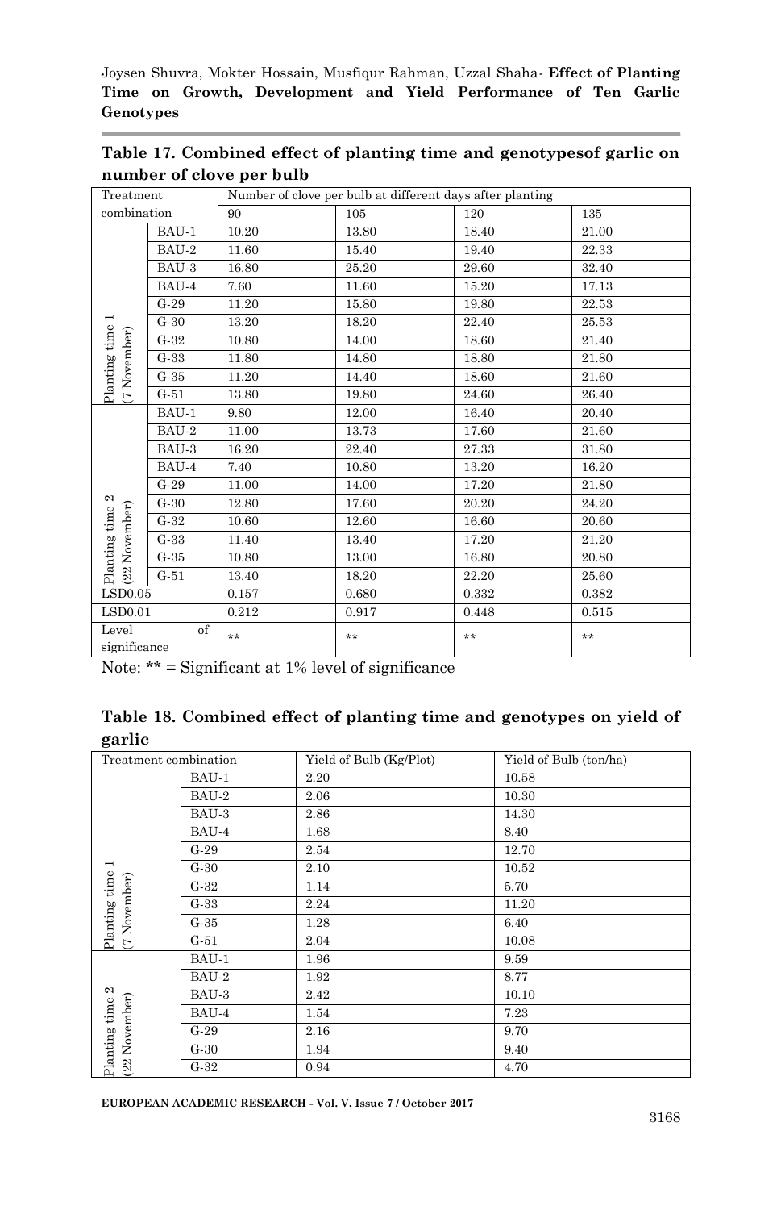**Table 17. Combined effect of planting time and genotypesof garlic on number of clove per bulb**

| Treatment combination | | Number of clove per bulb at different days after planting | | | |
|---|---|---|---|---|---|
| | | 90 | 105 | 120 | 135 |
| Planting time 1 (7 November) | BAU-1 | 10.20 | 13.80 | 18.40 | 21.00 |
| | BAU-2 | 11.60 | 15.40 | 19.40 | 22.33 |
| | BAU-3 | 16.80 | 25.20 | 29.60 | 32.40 |
| | BAU-4 | 7.60 | 11.60 | 15.20 | 17.13 |
| | G-29 | 11.20 | 15.80 | 19.80 | 22.53 |
| | G-30 | 13.20 | 18.20 | 22.40 | 25.53 |
| | G-32 | 10.80 | 14.00 | 18.60 | 21.40 |
| | G-33 | 11.80 | 14.80 | 18.80 | 21.80 |
| | G-35 | 11.20 | 14.40 | 18.60 | 21.60 |
| | G-51 | 13.80 | 19.80 | 24.60 | 26.40 |
| Planting time 2 (22 November) | BAU-1 | 9.80 | 12.00 | 16.40 | 20.40 |
| | BAU-2 | 11.00 | 13.73 | 17.60 | 21.60 |
| | BAU-3 | 16.20 | 22.40 | 27.33 | 31.80 |
| | BAU-4 | 7.40 | 10.80 | 13.20 | 16.20 |
| | G-29 | 11.00 | 14.00 | 17.20 | 21.80 |
| | G-30 | 12.80 | 17.60 | 20.20 | 24.20 |
| | G-32 | 10.60 | 12.60 | 16.60 | 20.60 |
| | G-33 | 11.40 | 13.40 | 17.20 | 21.20 |
| | G-35 | 10.80 | 13.00 | 16.80 | 20.80 |
| | G-51 | 13.40 | 18.20 | 22.20 | 25.60 |
| LSD0.05 | | 0.157 | 0.680 | 0.332 | 0.382 |
| LSD0.01 | | 0.212 | 0.917 | 0.448 | 0.515 |
| Level of significance | | ** | ** | ** | ** |

Note: ** = Significant at 1% level of significance

**Table 18. Combined effect of planting time and genotypes on yield of garlic**

| Treatment combination | | Yield of Bulb (Kg/Plot) | Yield of Bulb (ton/ha) |
|---|---|---|---|
| Planting time 1 (7 November) | BAU-1 | 2.20 | 10.58 |
| | BAU-2 | 2.06 | 10.30 |
| | BAU-3 | 2.86 | 14.30 |
| | BAU-4 | 1.68 | 8.40 |
| | G-29 | 2.54 | 12.70 |
| | G-30 | 2.10 | 10.52 |
| | G-32 | 1.14 | 5.70 |
| | G-33 | 2.24 | 11.20 |
| | G-35 | 1.28 | 6.40 |
| | G-51 | 2.04 | 10.08 |
| Planting time 2 (22 November) | BAU-1 | 1.96 | 9.59 |
| | BAU-2 | 1.92 | 8.77 |
| | BAU-3 | 2.42 | 10.10 |
| | BAU-4 | 1.54 | 7.23 |
| | G-29 | 2.16 | 9.70 |
| | G-30 | 1.94 | 9.40 |
| | G-32 | 0.94 | 4.70 |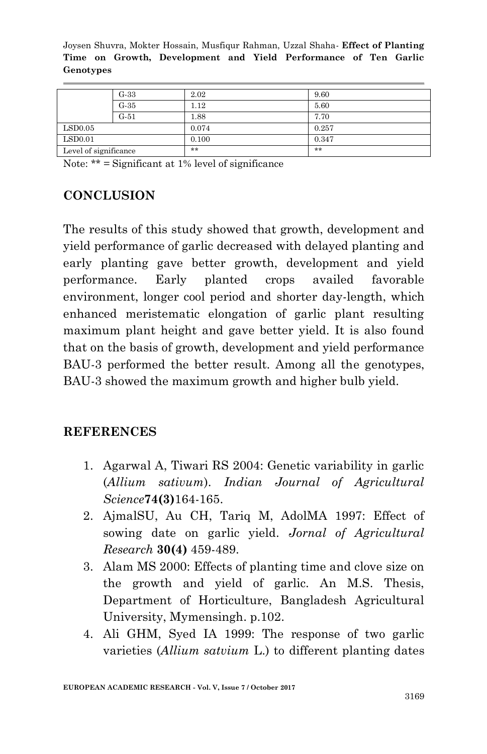| | | | |
|---|---|---|---|
| | G-33 | 2.02 | 9.60 |
| | G-35 | 1.12 | 5.60 |
| | G-51 | 1.88 | 7.70 |
| LSD0.05 | | 0.074 | 0.257 |
| LSD0.01 | | 0.100 | 0.347 |
| Level of significance | | ** | ** |

Note: ** = Significant at 1% level of significance

## CONCLUSION

The results of this study showed that growth, development and yield performance of garlic decreased with delayed planting and early planting gave better growth, development and yield performance. Early planted crops availed favorable environment, longer cool period and shorter day-length, which enhanced meristematic elongation of garlic plant resulting maximum plant height and gave better yield. It is also found that on the basis of growth, development and yield performance BAU-3 performed the better result. Among all the genotypes, BAU-3 showed the maximum growth and higher bulb yield.

## REFERENCES

1. Agarwal A, Tiwari RS 2004: Genetic variability in garlic (*Allium sativum*). *Indian Journal of Agricultural Science***74(3)**164-165.
2. AjmalSU, Au CH, Tariq M, AdolMA 1997: Effect of sowing date on garlic yield. *Jornal of Agricultural Research* **30(4)** 459-489.
3. Alam MS 2000: Effects of planting time and clove size on the growth and yield of garlic. An M.S. Thesis, Department of Horticulture, Bangladesh Agricultural University, Mymensingh. p.102.
4. Ali GHM, Syed IA 1999: The response of two garlic varieties (*Allium satvium* L.) to different planting dates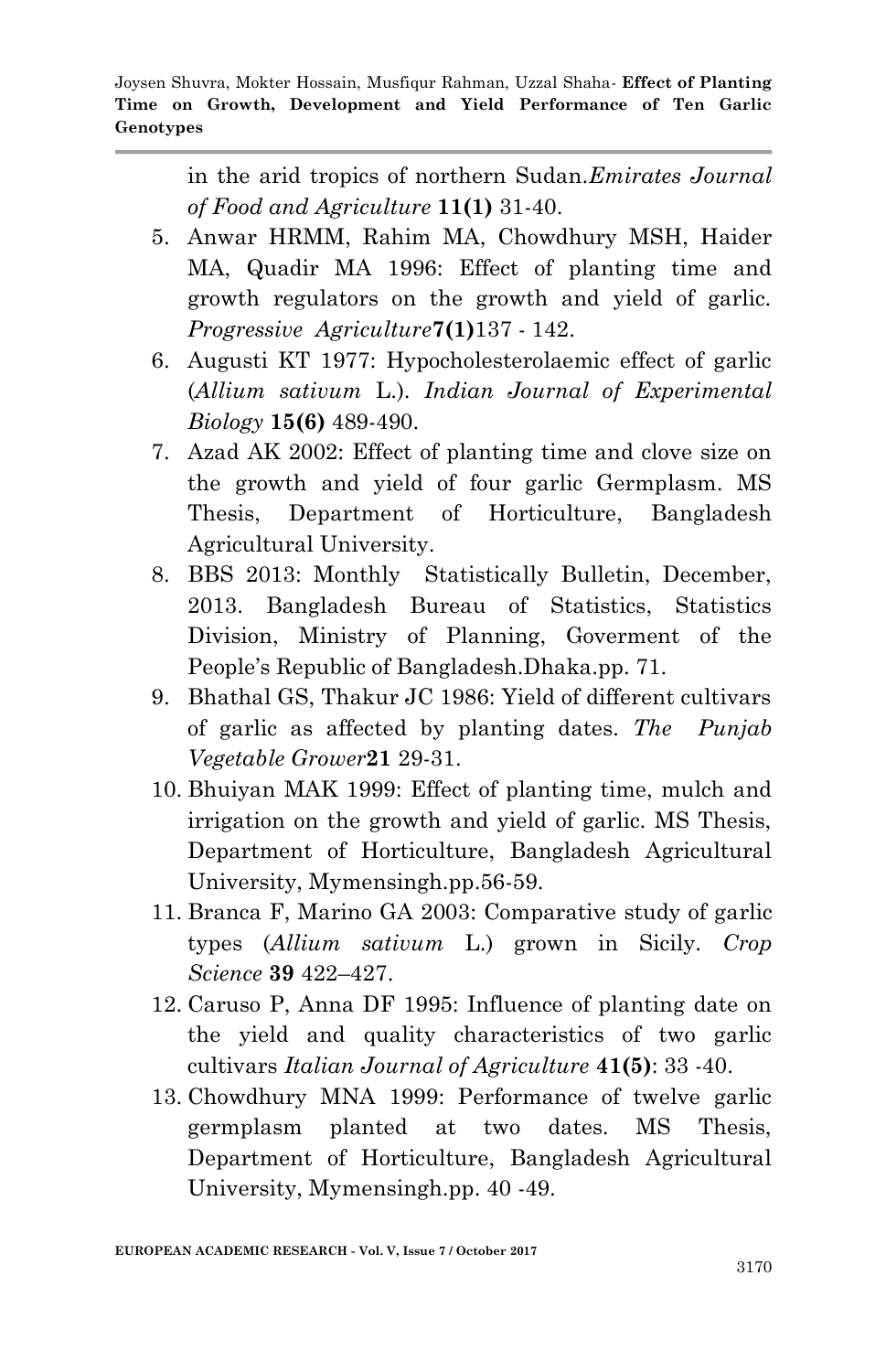in the arid tropics of northern Sudan.*Emirates Journal of Food and Agriculture* **11(1)** 31-40.

5. Anwar HRMM, Rahim MA, Chowdhury MSH, Haider MA, Quadir MA 1996: Effect of planting time and growth regulators on the growth and yield of garlic. *Progressive Agriculture***7(1)**137 - 142.
6. Augusti KT 1977: Hypocholesterolaemic effect of garlic (*Allium sativum* L.). *Indian Journal of Experimental Biology* **15(6)** 489-490.
7. Azad AK 2002: Effect of planting time and clove size on the growth and yield of four garlic Germplasm. MS Thesis, Department of Horticulture, Bangladesh Agricultural University.
8. BBS 2013: Monthly Statistically Bulletin, December, 2013. Bangladesh Bureau of Statistics, Statistics Division, Ministry of Planning, Goverment of the People's Republic of Bangladesh.Dhaka.pp. 71.
9. Bhathal GS, Thakur JC 1986: Yield of different cultivars of garlic as affected by planting dates. *The Punjab Vegetable Grower***21** 29-31.
10. Bhuiyan MAK 1999: Effect of planting time, mulch and irrigation on the growth and yield of garlic. MS Thesis, Department of Horticulture, Bangladesh Agricultural University, Mymensingh.pp.56-59.
11. Branca F, Marino GA 2003: Comparative study of garlic types (*Allium sativum* L.) grown in Sicily. *Crop Science* **39** 422–427.
12. Caruso P, Anna DF 1995: Influence of planting date on the yield and quality characteristics of two garlic cultivars *Italian Journal of Agriculture* **41(5)**: 33 -40.
13. Chowdhury MNA 1999: Performance of twelve garlic germplasm planted at two dates. MS Thesis, Department of Horticulture, Bangladesh Agricultural University, Mymensingh.pp. 40 -49.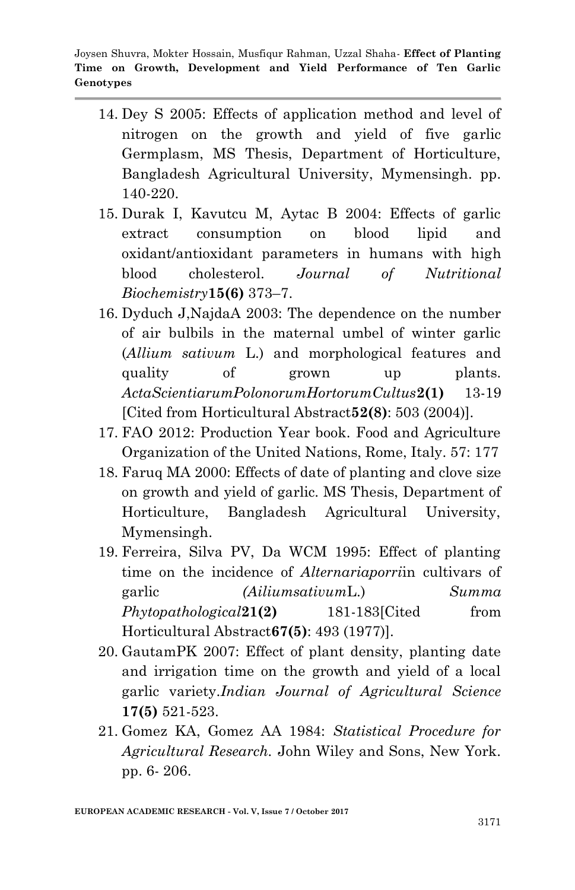14. Dey S 2005: Effects of application method and level of nitrogen on the growth and yield of five garlic Germplasm, MS Thesis, Department of Horticulture, Bangladesh Agricultural University, Mymensingh. pp. 140-220.
15. Durak I, Kavutcu M, Aytac B 2004: Effects of garlic extract consumption on blood lipid and oxidant/antioxidant parameters in humans with high blood cholesterol. *Journal of Nutritional Biochemistry* **15(6)** 373–7.
16. Dyduch J,NajdaA 2003: The dependence on the number of air bulbils in the maternal umbel of winter garlic (*Allium sativum* L.) and morphological features and quality of grown up plants. *ActaScientiarumPolonorumHortorumCultus* **2(1)** 13-19 [Cited from Horticultural Abstract **52(8)**: 503 (2004)].
17. FAO 2012: Production Year book. Food and Agriculture Organization of the United Nations, Rome, Italy. 57: 177
18. Faruq MA 2000: Effects of date of planting and clove size on growth and yield of garlic. MS Thesis, Department of Horticulture, Bangladesh Agricultural University, Mymensingh.
19. Ferreira, Silva PV, Da WCM 1995: Effect of planting time on the incidence of *Alternariaporri*in cultivars of garlic *(AiliumsativumL.)* *Summa Phytopathological* **21(2)** 181-183[Cited from Horticultural Abstract **67(5)**: 493 (1977)].
20. GautamPK 2007: Effect of plant density, planting date and irrigation time on the growth and yield of a local garlic variety.*Indian Journal of Agricultural Science* **17(5)** 521-523.
21. Gomez KA, Gomez AA 1984: *Statistical Procedure for Agricultural Research.* John Wiley and Sons, New York. pp. 6- 206.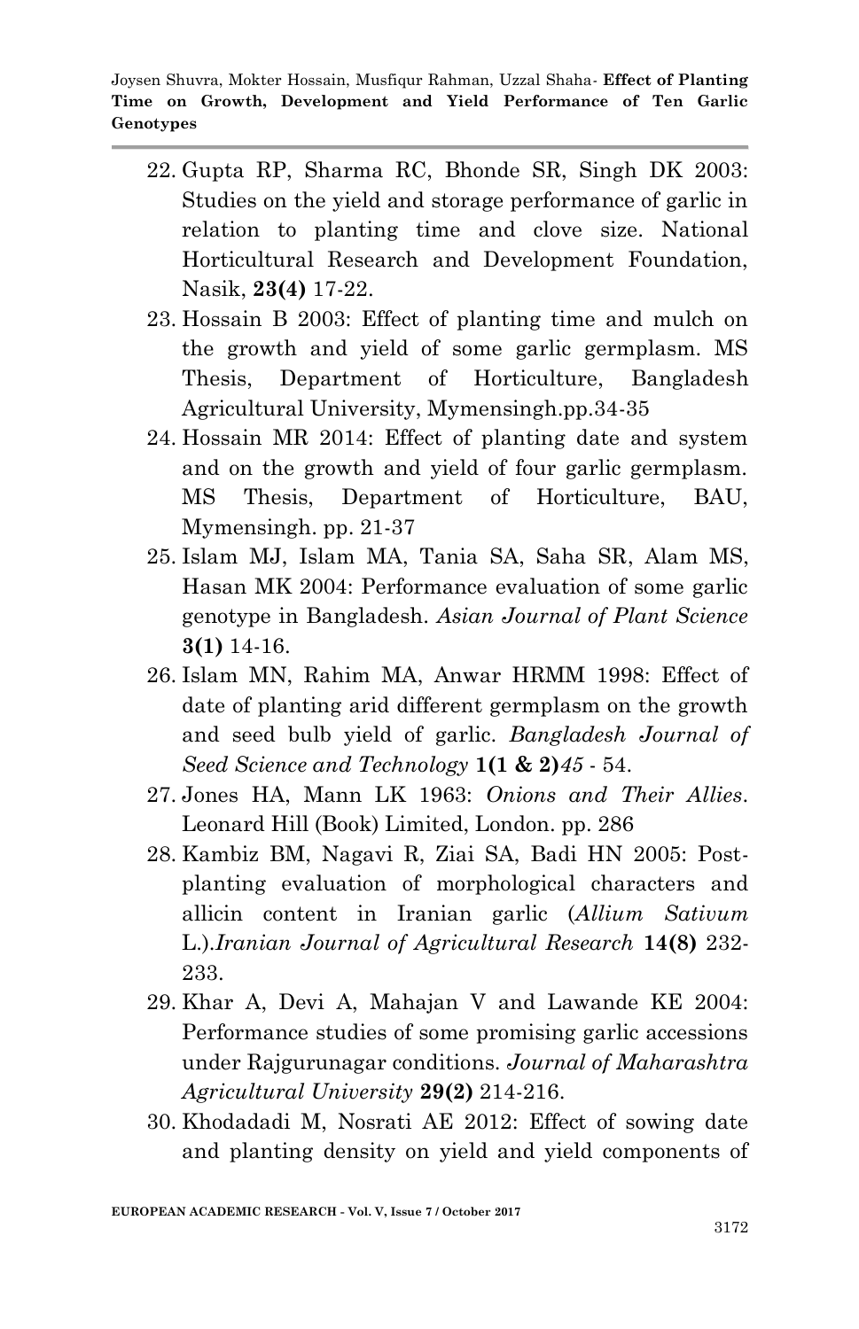22. Gupta RP, Sharma RC, Bhonde SR, Singh DK 2003: Studies on the yield and storage performance of garlic in relation to planting time and clove size. National Horticultural Research and Development Foundation, Nasik, **23(4)** 17-22.
23. Hossain B 2003: Effect of planting time and mulch on the growth and yield of some garlic germplasm. MS Thesis, Department of Horticulture, Bangladesh Agricultural University, Mymensingh.pp.34-35
24. Hossain MR 2014: Effect of planting date and system and on the growth and yield of four garlic germplasm. MS Thesis, Department of Horticulture, BAU, Mymensingh. pp. 21-37
25. Islam MJ, Islam MA, Tania SA, Saha SR, Alam MS, Hasan MK 2004: Performance evaluation of some garlic genotype in Bangladesh. *Asian Journal of Plant Science* **3(1)** 14-16.
26. Islam MN, Rahim MA, Anwar HRMM 1998: Effect of date of planting arid different germplasm on the growth and seed bulb yield of garlic. *Bangladesh Journal of Seed Science and Technology* **1(1 & 2)***45* - 54.
27. Jones HA, Mann LK 1963: *Onions and Their Allies*. Leonard Hill (Book) Limited, London. pp. 286
28. Kambiz BM, Nagavi R, Ziai SA, Badi HN 2005: Post-planting evaluation of morphological characters and allicin content in Iranian garlic (*Allium Sativum* L.).*Iranian Journal of Agricultural Research* **14(8)** 232-233.
29. Khar A, Devi A, Mahajan V and Lawande KE 2004: Performance studies of some promising garlic accessions under Rajgurunagar conditions. *Journal of Maharashtra Agricultural University* **29(2)** 214-216.
30. Khodadadi M, Nosrati AE 2012: Effect of sowing date and planting density on yield and yield components of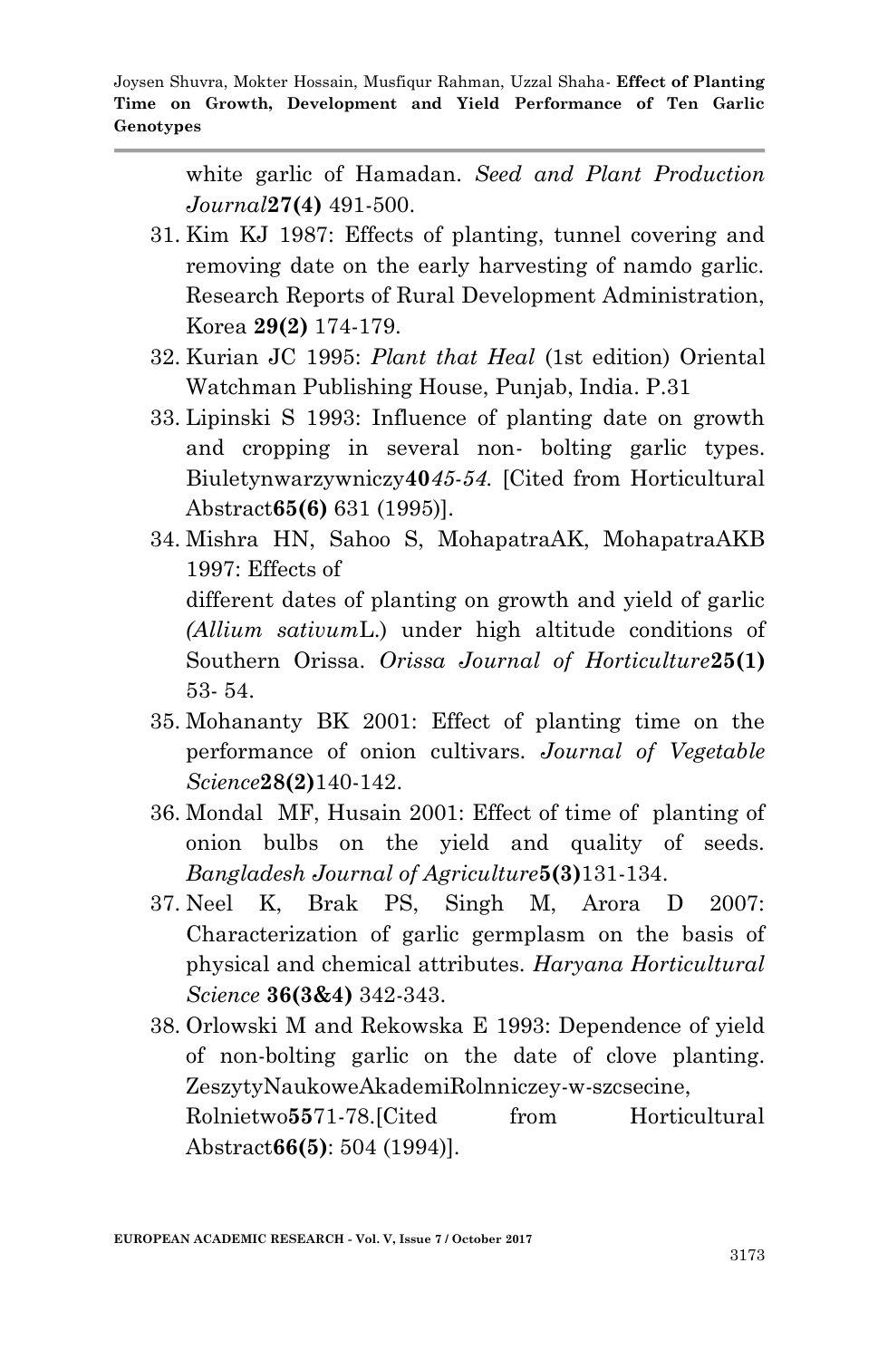white garlic of Hamadan. *Seed and Plant Production Journal***27(4)** 491-500.

31. Kim KJ 1987: Effects of planting, tunnel covering and removing date on the early harvesting of namdo garlic. Research Reports of Rural Development Administration, Korea **29(2)** 174-179.
32. Kurian JC 1995: *Plant that Heal* (1st edition) Oriental Watchman Publishing House, Punjab, India. P.31
33. Lipinski S 1993: Influence of planting date on growth and cropping in several non- bolting garlic types. Biuletynwarzywniczy**40***45-54.* [Cited from Horticultural Abstract**65(6)** 631 (1995)].
34. Mishra HN, Sahoo S, MohapatraAK, MohapatraAKB 1997: Effects of different dates of planting on growth and yield of garlic *(Allium sativum*L.) under high altitude conditions of Southern Orissa. *Orissa Journal of Horticulture***25(1)** 53- 54.
35. Mohananty BK 2001: Effect of planting time on the performance of onion cultivars. *Journal of Vegetable Science***28(2)**140-142.
36. Mondal MF, Husain 2001: Effect of time of planting of onion bulbs on the yield and quality of seeds. *Bangladesh Journal of Agriculture***5(3)**131-134.
37. Neel K, Brak PS, Singh M, Arora D 2007: Characterization of garlic germplasm on the basis of physical and chemical attributes. *Haryana Horticultural Science* **36(3&4)** 342-343.
38. Orlowski M and Rekowska E 1993: Dependence of yield of non-bolting garlic on the date of clove planting. ZeszytyNaukoweAkademiRolnniczey-w-szcsecine, Rolnietwo**55**71-78.[Cited from Horticultural Abstract**66(5)**: 504 (1994)].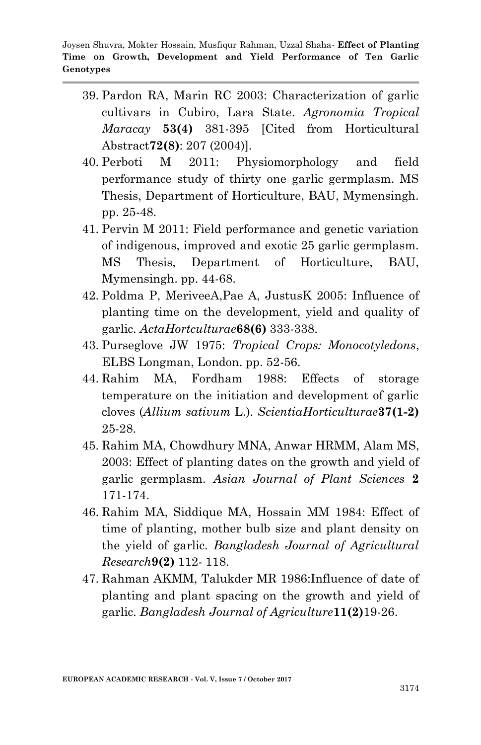39. Pardon RA, Marin RC 2003: Characterization of garlic cultivars in Cubiro, Lara State. *Agronomia Tropical Maracay* **53(4)** 381-395 [Cited from Horticultural Abstract**72(8)**: 207 (2004)].
40. Perboti M 2011: Physiomorphology and field performance study of thirty one garlic germplasm. MS Thesis, Department of Horticulture, BAU, Mymensingh. pp. 25-48.
41. Pervin M 2011: Field performance and genetic variation of indigenous, improved and exotic 25 garlic germplasm. MS Thesis, Department of Horticulture, BAU, Mymensingh. pp. 44-68.
42. Poldma P, MeriveeA,Pae A, JustusK 2005: Influence of planting time on the development, yield and quality of garlic. *ActaHortculturae***68(6)** 333-338.
43. Purseglove JW 1975: *Tropical Crops: Monocotyledons*, ELBS Longman, London. pp. 52-56.
44. Rahim MA, Fordham 1988: Effects of storage temperature on the initiation and development of garlic cloves (*Allium sativum* L.). *ScientiaHorticulturae***37(1-2)** 25-28.
45. Rahim MA, Chowdhury MNA, Anwar HRMM, Alam MS, 2003: Effect of planting dates on the growth and yield of garlic germplasm. *Asian Journal of Plant Sciences* **2** 171-174.
46. Rahim MA, Siddique MA, Hossain MM 1984: Effect of time of planting, mother bulb size and plant density on the yield of garlic. *Bangladesh Journal of Agricultural Research***9(2)** 112- 118.
47. Rahman AKMM, Talukder MR 1986:Influence of date of planting and plant spacing on the growth and yield of garlic. *Bangladesh Journal of Agriculture***11(2)**19-26.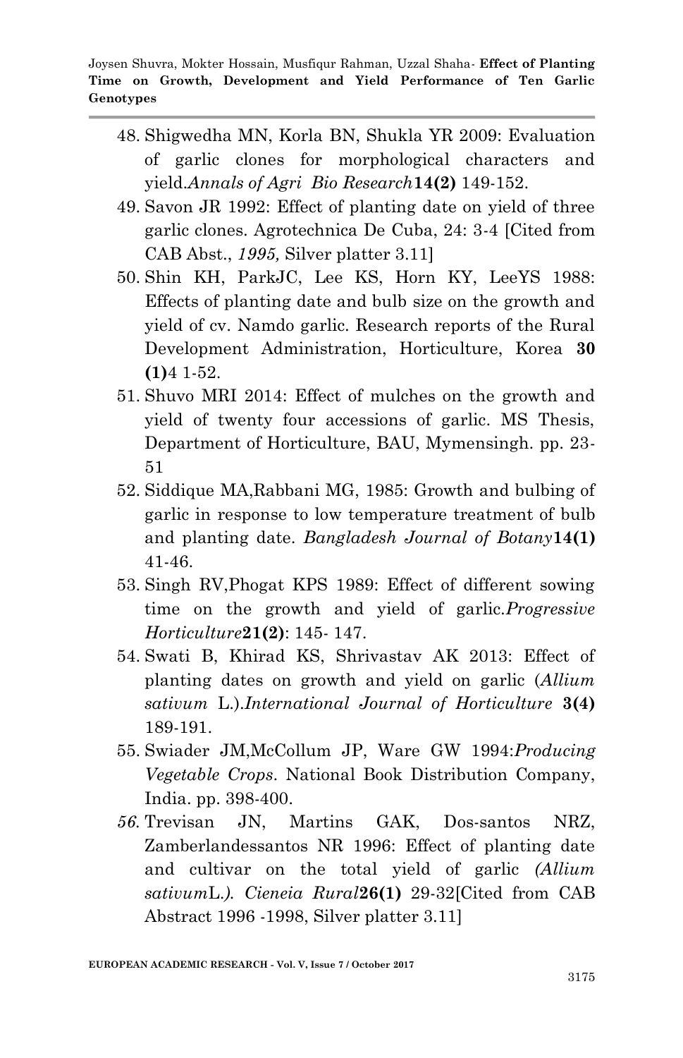48. Shigwedha MN, Korla BN, Shukla YR 2009: Evaluation of garlic clones for morphological characters and yield.*Annals of Agri Bio Research***14(2)** 149-152.
49. Savon JR 1992: Effect of planting date on yield of three garlic clones. Agrotechnica De Cuba, 24: 3-4 [Cited from CAB Abst., *1995,* Silver platter 3.11]
50. Shin KH, ParkJC, Lee KS, Horn KY, LeeYS 1988: Effects of planting date and bulb size on the growth and yield of cv. Namdo garlic. Research reports of the Rural Development Administration, Horticulture, Korea **30 (1)**4 1-52.
51. Shuvo MRI 2014: Effect of mulches on the growth and yield of twenty four accessions of garlic. MS Thesis, Department of Horticulture, BAU, Mymensingh. pp. 23-51
52. Siddique MA,Rabbani MG, 1985: Growth and bulbing of garlic in response to low temperature treatment of bulb and planting date. *Bangladesh Journal of Botany***14(1)** 41-46.
53. Singh RV,Phogat KPS 1989: Effect of different sowing time on the growth and yield of garlic.*Progressive Horticulture***21(2)**: 145- 147.
54. Swati B, Khirad KS, Shrivastav AK 2013: Effect of planting dates on growth and yield on garlic (*Allium sativum* L.).*International Journal of Horticulture* **3(4)** 189-191.
55. Swiader JM,McCollum JP, Ware GW 1994:*Producing Vegetable Crops*. National Book Distribution Company, India. pp. 398-400.
56. Trevisan JN, Martins GAK, Dos-santos NRZ, Zamberlandessantos NR 1996: Effect of planting date and cultivar on the total yield of garlic *(Allium sativum*L.*). Cieneia Rural***26(1)** 29-32[Cited from CAB Abstract 1996 -1998, Silver platter 3.11]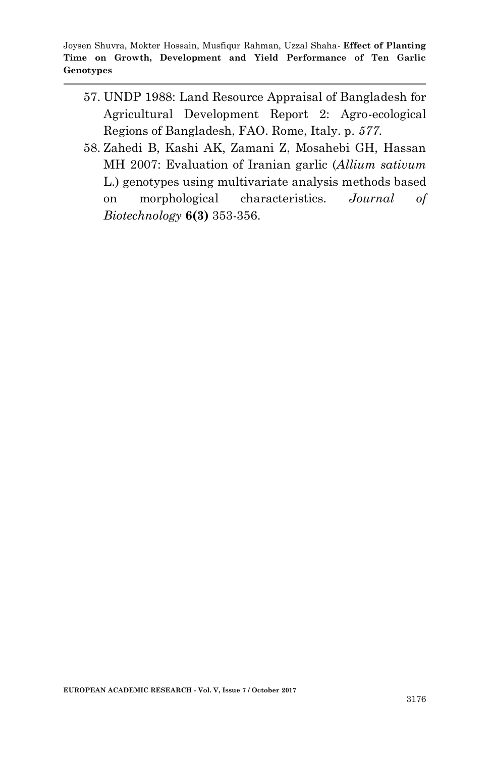57. UNDP 1988: Land Resource Appraisal of Bangladesh for Agricultural Development Report 2: Agro-ecological Regions of Bangladesh, FAO. Rome, Italy. p. *577*.
58. Zahedi B, Kashi AK, Zamani Z, Mosahebi GH, Hassan MH 2007: Evaluation of Iranian garlic (*Allium sativum* L.) genotypes using multivariate analysis methods based on morphological characteristics. *Journal of Biotechnology* **6(3)** 353-356.